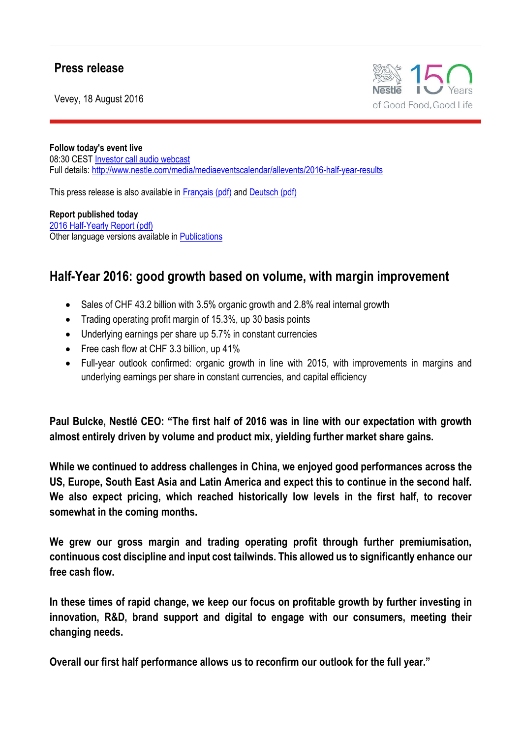**Press release**

Vevey, 18 August 2016

**Follow today's event live**
08:30 CEST Investor call audio webcast
Full details: http://www.nestle.com/media/mediaeventscalendar/allevents/2016-half-year-results

This press release is also available in Français (pdf) and Deutsch (pdf)

**Report published today**
2016 Half-Yearly Report (pdf)
Other language versions available in Publications

# Half-Year 2016: good growth based on volume, with margin improvement

- Sales of CHF 43.2 billion with 3.5% organic growth and 2.8% real internal growth
- Trading operating profit margin of 15.3%, up 30 basis points
- Underlying earnings per share up 5.7% in constant currencies
- Free cash flow at CHF 3.3 billion, up 41%
- Full-year outlook confirmed: organic growth in line with 2015, with improvements in margins and underlying earnings per share in constant currencies, and capital efficiency

**Paul Bulcke, Nestlé CEO: "The first half of 2016 was in line with our expectation with growth almost entirely driven by volume and product mix, yielding further market share gains.**

**While we continued to address challenges in China, we enjoyed good performances across the US, Europe, South East Asia and Latin America and expect this to continue in the second half. We also expect pricing, which reached historically low levels in the first half, to recover somewhat in the coming months.**

**We grew our gross margin and trading operating profit through further premiumisation, continuous cost discipline and input cost tailwinds. This allowed us to significantly enhance our free cash flow.**

**In these times of rapid change, we keep our focus on profitable growth by further investing in innovation, R&D, brand support and digital to engage with our consumers, meeting their changing needs.**

**Overall our first half performance allows us to reconfirm our outlook for the full year."**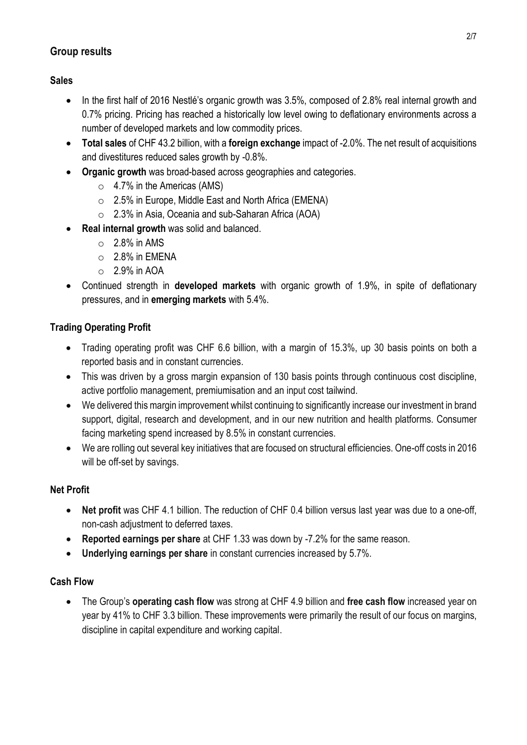## Group results

### Sales

- In the first half of 2016 Nestlé's organic growth was 3.5%, composed of 2.8% real internal growth and 0.7% pricing. Pricing has reached a historically low level owing to deflationary environments across a number of developed markets and low commodity prices.
- **Total sales** of CHF 43.2 billion, with a **foreign exchange** impact of -2.0%. The net result of acquisitions and divestitures reduced sales growth by -0.8%.
- **Organic growth** was broad-based across geographies and categories.
    - 4.7% in the Americas (AMS)
    - 2.5% in Europe, Middle East and North Africa (EMENA)
    - 2.3% in Asia, Oceania and sub-Saharan Africa (AOA)
- **Real internal growth** was solid and balanced.
    - 2.8% in AMS
    - 2.8% in EMENA
    - 2.9% in AOA
- Continued strength in **developed markets** with organic growth of 1.9%, in spite of deflationary pressures, and in **emerging markets** with 5.4%.

### Trading Operating Profit

- Trading operating profit was CHF 6.6 billion, with a margin of 15.3%, up 30 basis points on both a reported basis and in constant currencies.
- This was driven by a gross margin expansion of 130 basis points through continuous cost discipline, active portfolio management, premiumisation and an input cost tailwind.
- We delivered this margin improvement whilst continuing to significantly increase our investment in brand support, digital, research and development, and in our new nutrition and health platforms. Consumer facing marketing spend increased by 8.5% in constant currencies.
- We are rolling out several key initiatives that are focused on structural efficiencies. One-off costs in 2016 will be off-set by savings.

### Net Profit

- **Net profit** was CHF 4.1 billion. The reduction of CHF 0.4 billion versus last year was due to a one-off, non-cash adjustment to deferred taxes.
- **Reported earnings per share** at CHF 1.33 was down by -7.2% for the same reason.
- **Underlying earnings per share** in constant currencies increased by 5.7%.

### Cash Flow

- The Group's **operating cash flow** was strong at CHF 4.9 billion and **free cash flow** increased year on year by 41% to CHF 3.3 billion. These improvements were primarily the result of our focus on margins, discipline in capital expenditure and working capital.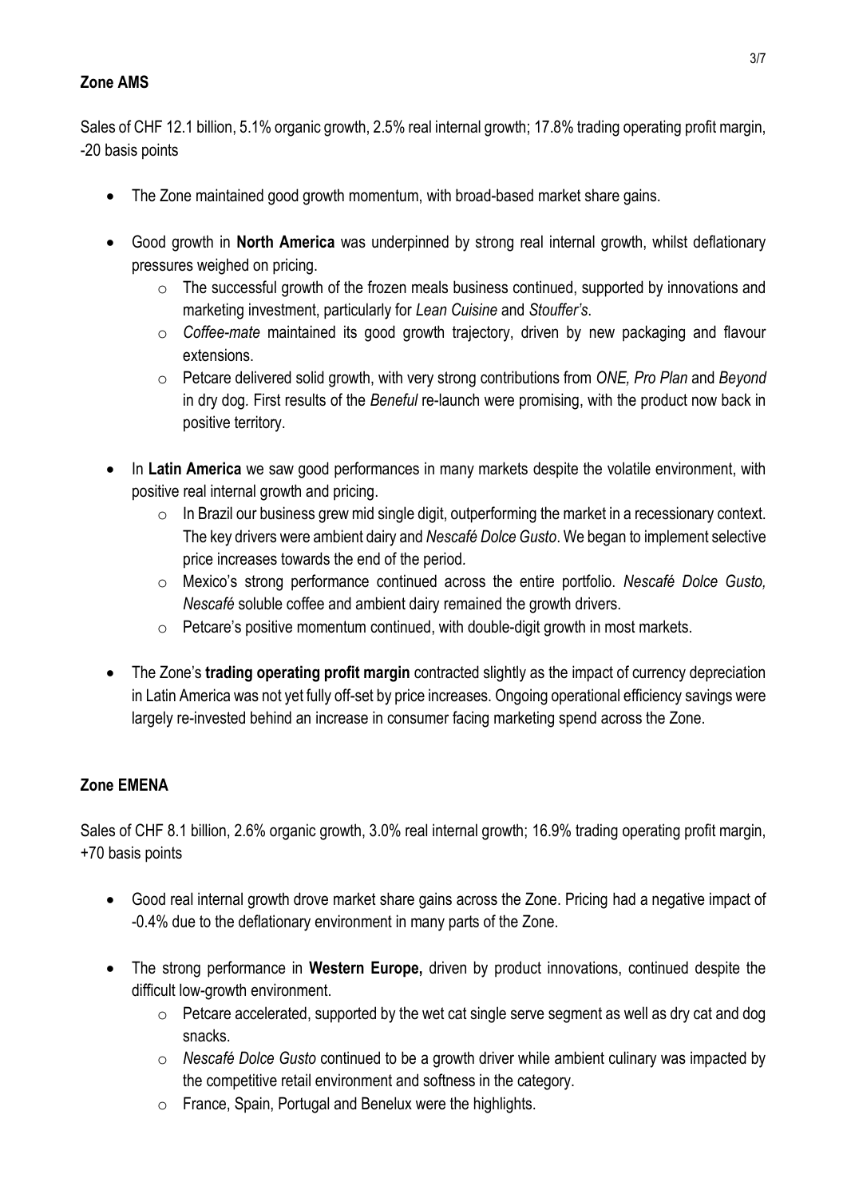## Zone AMS

Sales of CHF 12.1 billion, 5.1% organic growth, 2.5% real internal growth; 17.8% trading operating profit margin, -20 basis points

- The Zone maintained good growth momentum, with broad-based market share gains.
- Good growth in **North America** was underpinned by strong real internal growth, whilst deflationary pressures weighed on pricing.
  - The successful growth of the frozen meals business continued, supported by innovations and marketing investment, particularly for *Lean Cuisine* and *Stouffer's*.
  - *Coffee-mate* maintained its good growth trajectory, driven by new packaging and flavour extensions.
  - Petcare delivered solid growth, with very strong contributions from *ONE, Pro Plan* and *Beyond* in dry dog. First results of the *Beneful* re-launch were promising, with the product now back in positive territory.
- In **Latin America** we saw good performances in many markets despite the volatile environment, with positive real internal growth and pricing.
  - In Brazil our business grew mid single digit, outperforming the market in a recessionary context. The key drivers were ambient dairy and *Nescafé Dolce Gusto*. We began to implement selective price increases towards the end of the period.
  - Mexico's strong performance continued across the entire portfolio. *Nescafé Dolce Gusto, Nescafé* soluble coffee and ambient dairy remained the growth drivers.
  - Petcare's positive momentum continued, with double-digit growth in most markets.
- The Zone's **trading operating profit margin** contracted slightly as the impact of currency depreciation in Latin America was not yet fully off-set by price increases. Ongoing operational efficiency savings were largely re-invested behind an increase in consumer facing marketing spend across the Zone.

## Zone EMENA

Sales of CHF 8.1 billion, 2.6% organic growth, 3.0% real internal growth; 16.9% trading operating profit margin, +70 basis points

- Good real internal growth drove market share gains across the Zone. Pricing had a negative impact of -0.4% due to the deflationary environment in many parts of the Zone.
- The strong performance in **Western Europe,** driven by product innovations, continued despite the difficult low-growth environment.
  - Petcare accelerated, supported by the wet cat single serve segment as well as dry cat and dog snacks.
  - *Nescafé Dolce Gusto* continued to be a growth driver while ambient culinary was impacted by the competitive retail environment and softness in the category.
  - France, Spain, Portugal and Benelux were the highlights.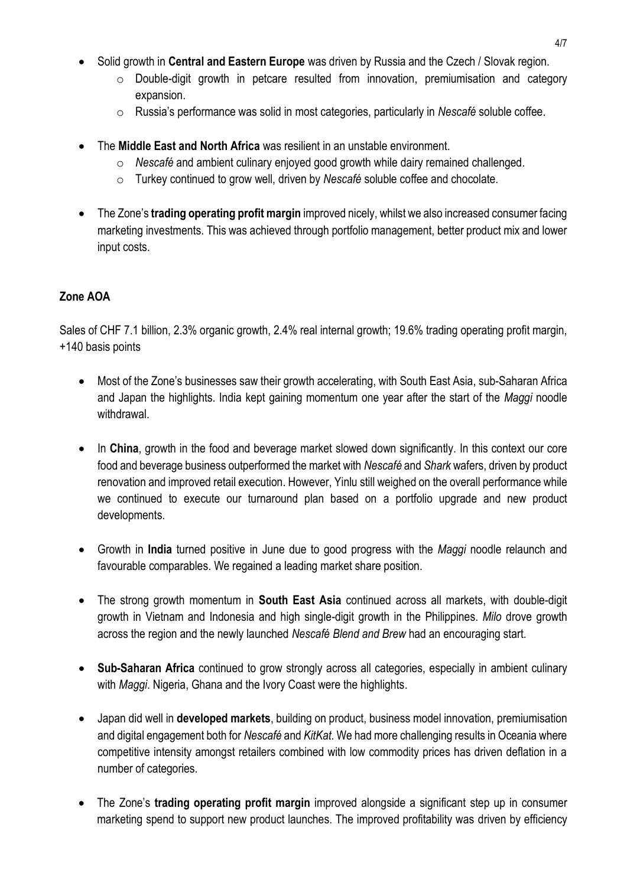- Solid growth in **Central and Eastern Europe** was driven by Russia and the Czech / Slovak region.
  - Double-digit growth in petcare resulted from innovation, premiumisation and category expansion.
  - Russia's performance was solid in most categories, particularly in *Nescafé* soluble coffee.

- The **Middle East and North Africa** was resilient in an unstable environment.
  - *Nescafé* and ambient culinary enjoyed good growth while dairy remained challenged.
  - Turkey continued to grow well, driven by *Nescafé* soluble coffee and chocolate.

- The Zone's **trading operating profit margin** improved nicely, whilst we also increased consumer facing marketing investments. This was achieved through portfolio management, better product mix and lower input costs.

**Zone AOA**

Sales of CHF 7.1 billion, 2.3% organic growth, 2.4% real internal growth; 19.6% trading operating profit margin, +140 basis points

- Most of the Zone's businesses saw their growth accelerating, with South East Asia, sub-Saharan Africa and Japan the highlights. India kept gaining momentum one year after the start of the *Maggi* noodle withdrawal.

- In **China**, growth in the food and beverage market slowed down significantly. In this context our core food and beverage business outperformed the market with *Nescafé* and *Shark* wafers, driven by product renovation and improved retail execution. However, Yinlu still weighed on the overall performance while we continued to execute our turnaround plan based on a portfolio upgrade and new product developments.

- Growth in **India** turned positive in June due to good progress with the *Maggi* noodle relaunch and favourable comparables. We regained a leading market share position.

- The strong growth momentum in **South East Asia** continued across all markets, with double-digit growth in Vietnam and Indonesia and high single-digit growth in the Philippines. *Milo* drove growth across the region and the newly launched *Nescafé Blend and Brew* had an encouraging start.

- **Sub-Saharan Africa** continued to grow strongly across all categories, especially in ambient culinary with *Maggi*. Nigeria, Ghana and the Ivory Coast were the highlights.

- Japan did well in **developed markets**, building on product, business model innovation, premiumisation and digital engagement both for *Nescafé* and *KitKat*. We had more challenging results in Oceania where competitive intensity amongst retailers combined with low commodity prices has driven deflation in a number of categories.

- The Zone's **trading operating profit margin** improved alongside a significant step up in consumer marketing spend to support new product launches. The improved profitability was driven by efficiency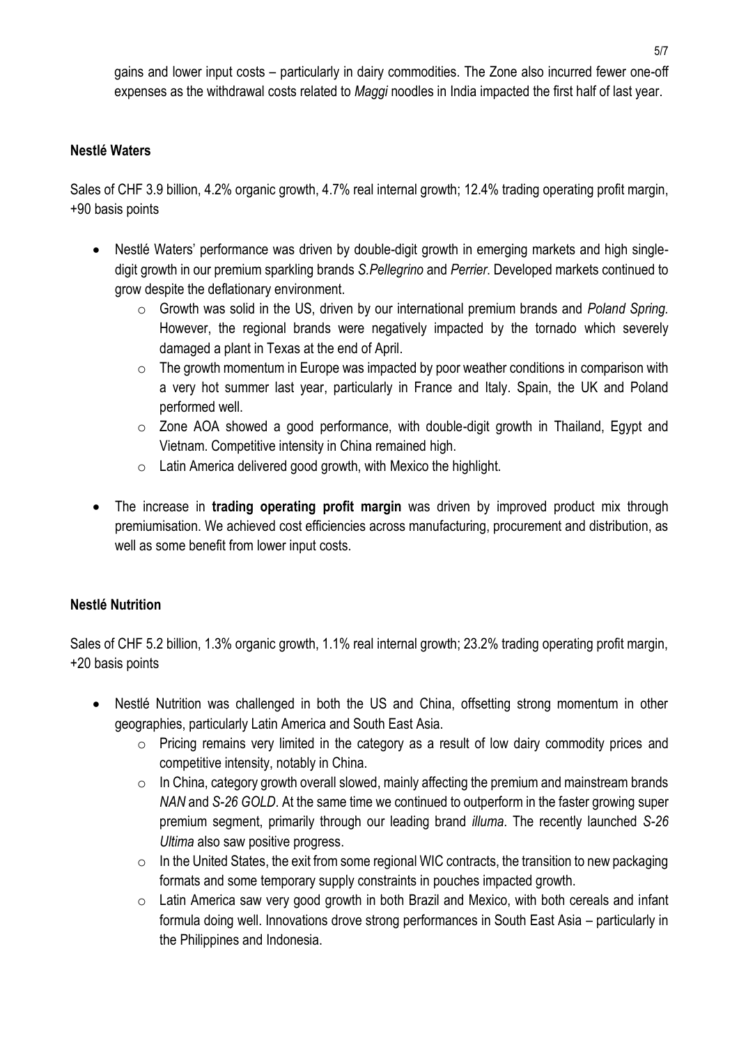gains and lower input costs – particularly in dairy commodities. The Zone also incurred fewer one-off expenses as the withdrawal costs related to *Maggi* noodles in India impacted the first half of last year.

**Nestlé Waters**

Sales of CHF 3.9 billion, 4.2% organic growth, 4.7% real internal growth; 12.4% trading operating profit margin, +90 basis points

- Nestlé Waters' performance was driven by double-digit growth in emerging markets and high single-digit growth in our premium sparkling brands *S.Pellegrino* and *Perrier*. Developed markets continued to grow despite the deflationary environment.
  - Growth was solid in the US, driven by our international premium brands and *Poland Spring.* However, the regional brands were negatively impacted by the tornado which severely damaged a plant in Texas at the end of April.
  - The growth momentum in Europe was impacted by poor weather conditions in comparison with a very hot summer last year, particularly in France and Italy. Spain, the UK and Poland performed well.
  - Zone AOA showed a good performance, with double-digit growth in Thailand, Egypt and Vietnam. Competitive intensity in China remained high.
  - Latin America delivered good growth, with Mexico the highlight.
- The increase in **trading operating profit margin** was driven by improved product mix through premiumisation. We achieved cost efficiencies across manufacturing, procurement and distribution, as well as some benefit from lower input costs.

**Nestlé Nutrition**

Sales of CHF 5.2 billion, 1.3% organic growth, 1.1% real internal growth; 23.2% trading operating profit margin, +20 basis points

- Nestlé Nutrition was challenged in both the US and China, offsetting strong momentum in other geographies, particularly Latin America and South East Asia.
  - Pricing remains very limited in the category as a result of low dairy commodity prices and competitive intensity, notably in China.
  - In China, category growth overall slowed, mainly affecting the premium and mainstream brands *NAN* and *S-26 GOLD*. At the same time we continued to outperform in the faster growing super premium segment, primarily through our leading brand *illuma*. The recently launched *S-26 Ultima* also saw positive progress.
  - In the United States, the exit from some regional WIC contracts, the transition to new packaging formats and some temporary supply constraints in pouches impacted growth.
  - Latin America saw very good growth in both Brazil and Mexico, with both cereals and infant formula doing well. Innovations drove strong performances in South East Asia – particularly in the Philippines and Indonesia.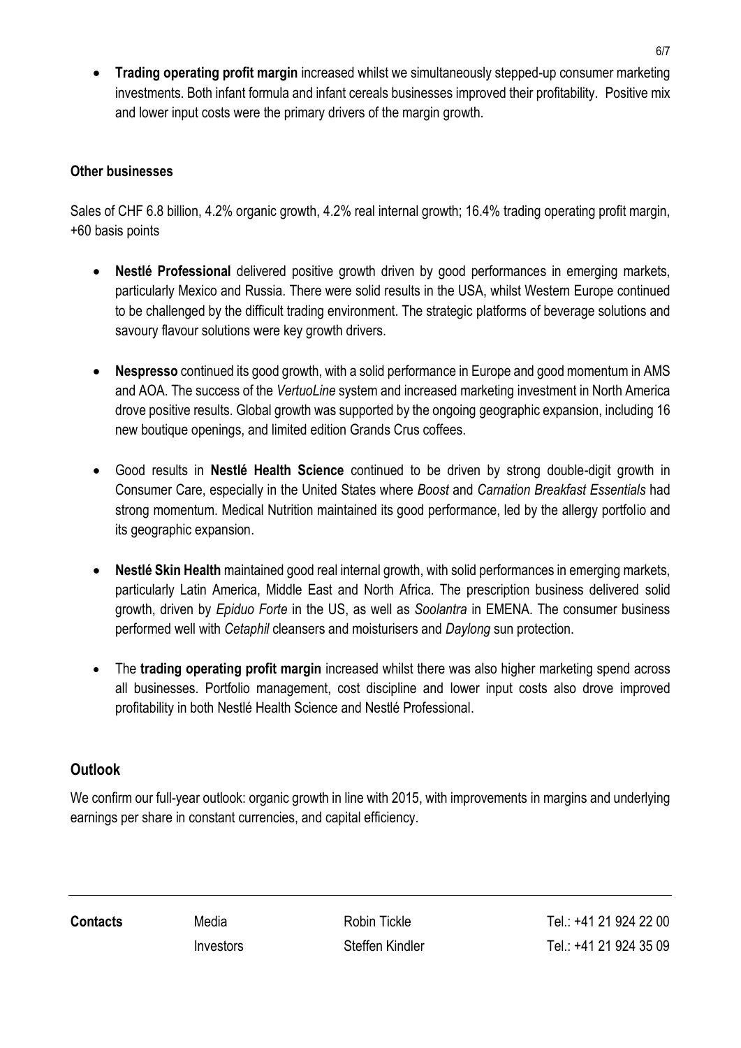- **Trading operating profit margin** increased whilst we simultaneously stepped-up consumer marketing investments. Both infant formula and infant cereals businesses improved their profitability. Positive mix and lower input costs were the primary drivers of the margin growth.

**Other businesses**

Sales of CHF 6.8 billion, 4.2% organic growth, 4.2% real internal growth; 16.4% trading operating profit margin, +60 basis points

- **Nestlé Professional** delivered positive growth driven by good performances in emerging markets, particularly Mexico and Russia. There were solid results in the USA, whilst Western Europe continued to be challenged by the difficult trading environment. The strategic platforms of beverage solutions and savoury flavour solutions were key growth drivers.

- **Nespresso** continued its good growth, with a solid performance in Europe and good momentum in AMS and AOA. The success of the *VertuoLine* system and increased marketing investment in North America drove positive results. Global growth was supported by the ongoing geographic expansion, including 16 new boutique openings, and limited edition Grands Crus coffees.

- Good results in **Nestlé Health Science** continued to be driven by strong double-digit growth in Consumer Care, especially in the United States where *Boost* and *Carnation Breakfast Essentials* had strong momentum. Medical Nutrition maintained its good performance, led by the allergy portfolio and its geographic expansion.

- **Nestlé Skin Health** maintained good real internal growth, with solid performances in emerging markets, particularly Latin America, Middle East and North Africa. The prescription business delivered solid growth, driven by *Epiduo Forte* in the US, as well as *Soolantra* in EMENA. The consumer business performed well with *Cetaphil* cleansers and moisturisers and *Daylong* sun protection.

- The **trading operating profit margin** increased whilst there was also higher marketing spend across all businesses. Portfolio management, cost discipline and lower input costs also drove improved profitability in both Nestlé Health Science and Nestlé Professional.

## Outlook

We confirm our full-year outlook: organic growth in line with 2015, with improvements in margins and underlying earnings per share in constant currencies, and capital efficiency.

| **Contacts** | Media | Robin Tickle | Tel.: +41 21 924 22 00 |
|---|---|---|---|
| | Investors | Steffen Kindler | Tel.: +41 21 924 35 09 |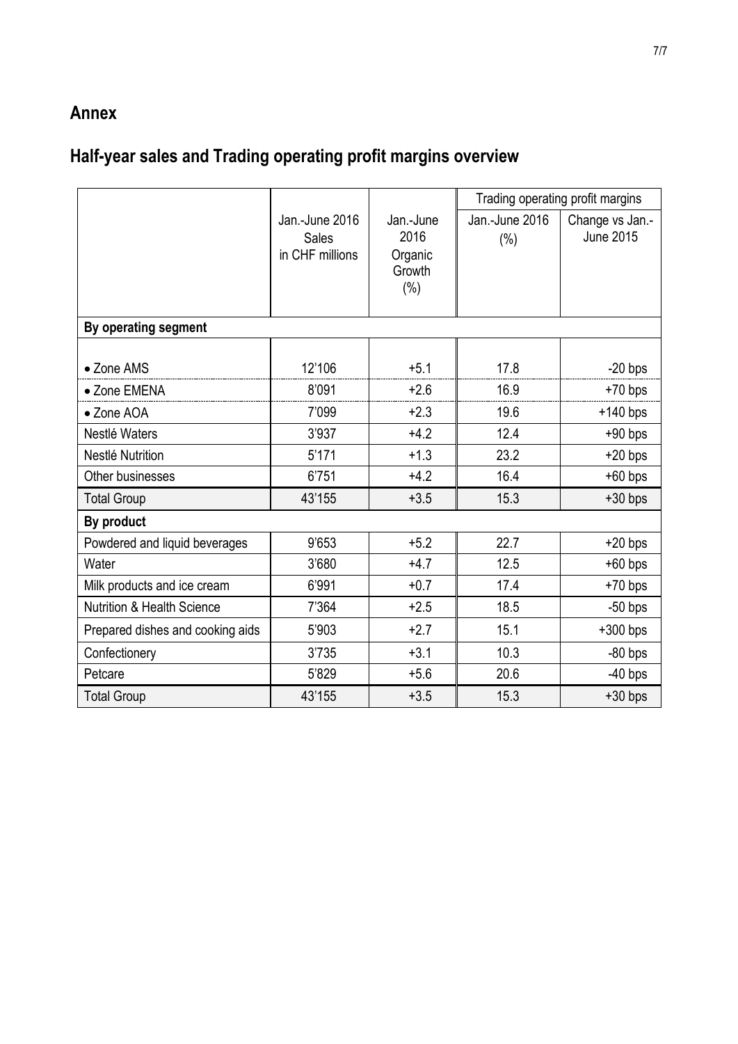## Annex

## Half-year sales and Trading operating profit margins overview

| | Jan.-June 2016 Sales in CHF millions | Jan.-June 2016 Organic Growth (%) | Trading operating profit margins | |
|---|---|---|---|---|
| | | | Jan.-June 2016 (%) | Change vs Jan.-June 2015 |
| **By operating segment** | | | | |
| • Zone AMS | 12'106 | +5.1 | 17.8 | -20 bps |
| • Zone EMENA | 8'091 | +2.6 | 16.9 | +70 bps |
| • Zone AOA | 7'099 | +2.3 | 19.6 | +140 bps |
| Nestlé Waters | 3'937 | +4.2 | 12.4 | +90 bps |
| Nestlé Nutrition | 5'171 | +1.3 | 23.2 | +20 bps |
| Other businesses | 6'751 | +4.2 | 16.4 | +60 bps |
| Total Group | 43'155 | +3.5 | 15.3 | +30 bps |
| **By product** | | | | |
| Powdered and liquid beverages | 9'653 | +5.2 | 22.7 | +20 bps |
| Water | 3'680 | +4.7 | 12.5 | +60 bps |
| Milk products and ice cream | 6'991 | +0.7 | 17.4 | +70 bps |
| Nutrition & Health Science | 7'364 | +2.5 | 18.5 | -50 bps |
| Prepared dishes and cooking aids | 5'903 | +2.7 | 15.1 | +300 bps |
| Confectionery | 3'735 | +3.1 | 10.3 | -80 bps |
| Petcare | 5'829 | +5.6 | 20.6 | -40 bps |
| Total Group | 43'155 | +3.5 | 15.3 | +30 bps |